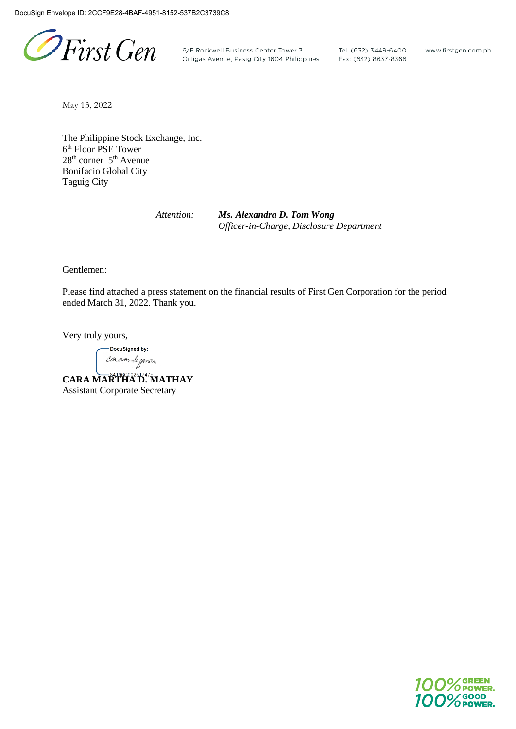DocuSign Envelope ID: 2CCF9E28-4BAF-4951-8152-537B2C3739C8

First Gen

6/F Rockwell Business Center Tower 3
Ortigas Avenue, Pasig City 1604 Philippines

Tel: (632) 3449-6400
Fax: (632) 8637-8366

www.firstgen.com.ph

May 13, 2022

The Philippine Stock Exchange, Inc.
6th Floor PSE Tower
28th corner 5th Avenue
Bonifacio Global City
Taguig City

*Attention:* ***Ms. Alexandra D. Tom Wong***
*Officer-in-Charge, Disclosure Department*

Gentlemen:

Please find attached a press statement on the financial results of First Gen Corporation for the period ended March 31, 2022. Thank you.

Very truly yours,

DocuSigned by:
84196C00251747F

**CARA MARTHA D. MATHAY**
Assistant Corporate Secretary

100% GREEN POWER.
100% GOOD POWER.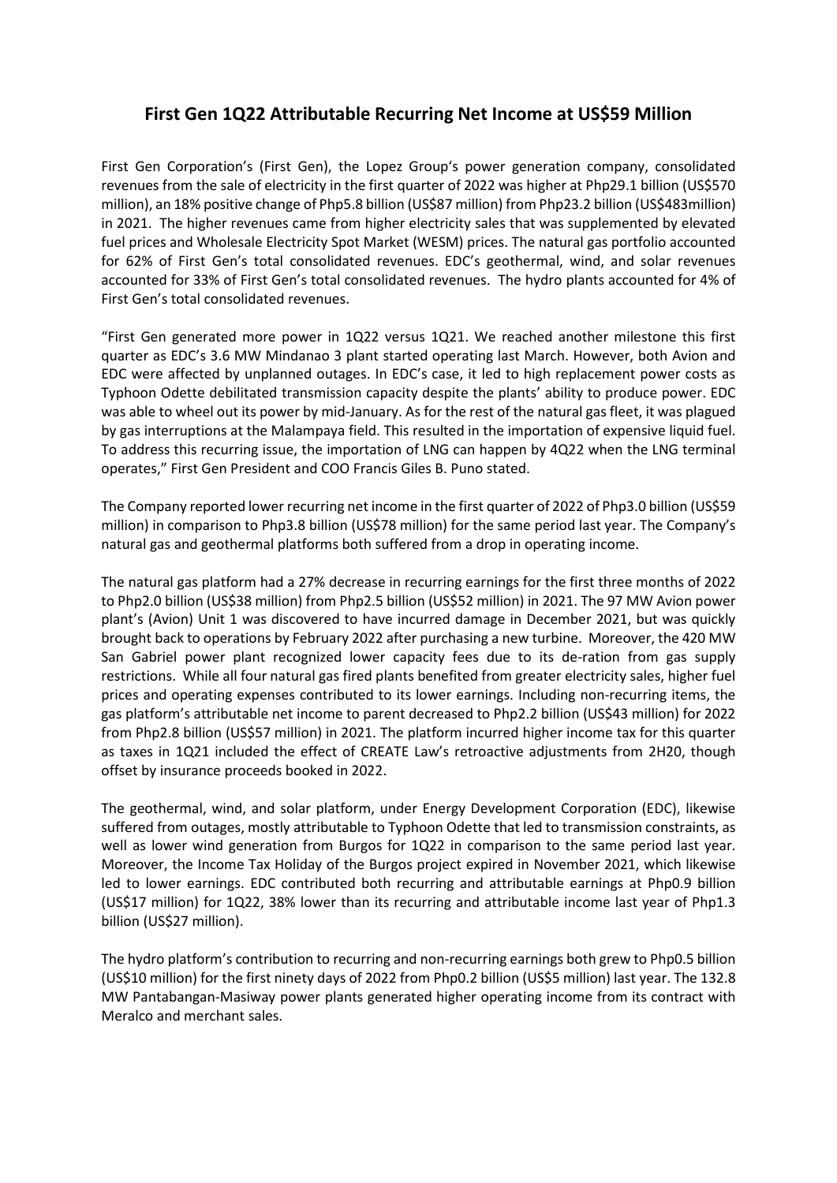# First Gen 1Q22 Attributable Recurring Net Income at US$59 Million

First Gen Corporation's (First Gen), the Lopez Group's power generation company, consolidated revenues from the sale of electricity in the first quarter of 2022 was higher at Php29.1 billion (US$570 million), an 18% positive change of Php5.8 billion (US$87 million) from Php23.2 billion (US$483million) in 2021. The higher revenues came from higher electricity sales that was supplemented by elevated fuel prices and Wholesale Electricity Spot Market (WESM) prices. The natural gas portfolio accounted for 62% of First Gen's total consolidated revenues. EDC's geothermal, wind, and solar revenues accounted for 33% of First Gen's total consolidated revenues. The hydro plants accounted for 4% of First Gen's total consolidated revenues.

"First Gen generated more power in 1Q22 versus 1Q21. We reached another milestone this first quarter as EDC's 3.6 MW Mindanao 3 plant started operating last March. However, both Avion and EDC were affected by unplanned outages. In EDC's case, it led to high replacement power costs as Typhoon Odette debilitated transmission capacity despite the plants' ability to produce power. EDC was able to wheel out its power by mid-January. As for the rest of the natural gas fleet, it was plagued by gas interruptions at the Malampaya field. This resulted in the importation of expensive liquid fuel. To address this recurring issue, the importation of LNG can happen by 4Q22 when the LNG terminal operates," First Gen President and COO Francis Giles B. Puno stated.

The Company reported lower recurring net income in the first quarter of 2022 of Php3.0 billion (US$59 million) in comparison to Php3.8 billion (US$78 million) for the same period last year. The Company's natural gas and geothermal platforms both suffered from a drop in operating income.

The natural gas platform had a 27% decrease in recurring earnings for the first three months of 2022 to Php2.0 billion (US$38 million) from Php2.5 billion (US$52 million) in 2021. The 97 MW Avion power plant's (Avion) Unit 1 was discovered to have incurred damage in December 2021, but was quickly brought back to operations by February 2022 after purchasing a new turbine. Moreover, the 420 MW San Gabriel power plant recognized lower capacity fees due to its de-ration from gas supply restrictions. While all four natural gas fired plants benefited from greater electricity sales, higher fuel prices and operating expenses contributed to its lower earnings. Including non-recurring items, the gas platform's attributable net income to parent decreased to Php2.2 billion (US$43 million) for 2022 from Php2.8 billion (US$57 million) in 2021. The platform incurred higher income tax for this quarter as taxes in 1Q21 included the effect of CREATE Law's retroactive adjustments from 2H20, though offset by insurance proceeds booked in 2022.

The geothermal, wind, and solar platform, under Energy Development Corporation (EDC), likewise suffered from outages, mostly attributable to Typhoon Odette that led to transmission constraints, as well as lower wind generation from Burgos for 1Q22 in comparison to the same period last year. Moreover, the Income Tax Holiday of the Burgos project expired in November 2021, which likewise led to lower earnings. EDC contributed both recurring and attributable earnings at Php0.9 billion (US$17 million) for 1Q22, 38% lower than its recurring and attributable income last year of Php1.3 billion (US$27 million).

The hydro platform's contribution to recurring and non-recurring earnings both grew to Php0.5 billion (US$10 million) for the first ninety days of 2022 from Php0.2 billion (US$5 million) last year. The 132.8 MW Pantabangan-Masiway power plants generated higher operating income from its contract with Meralco and merchant sales.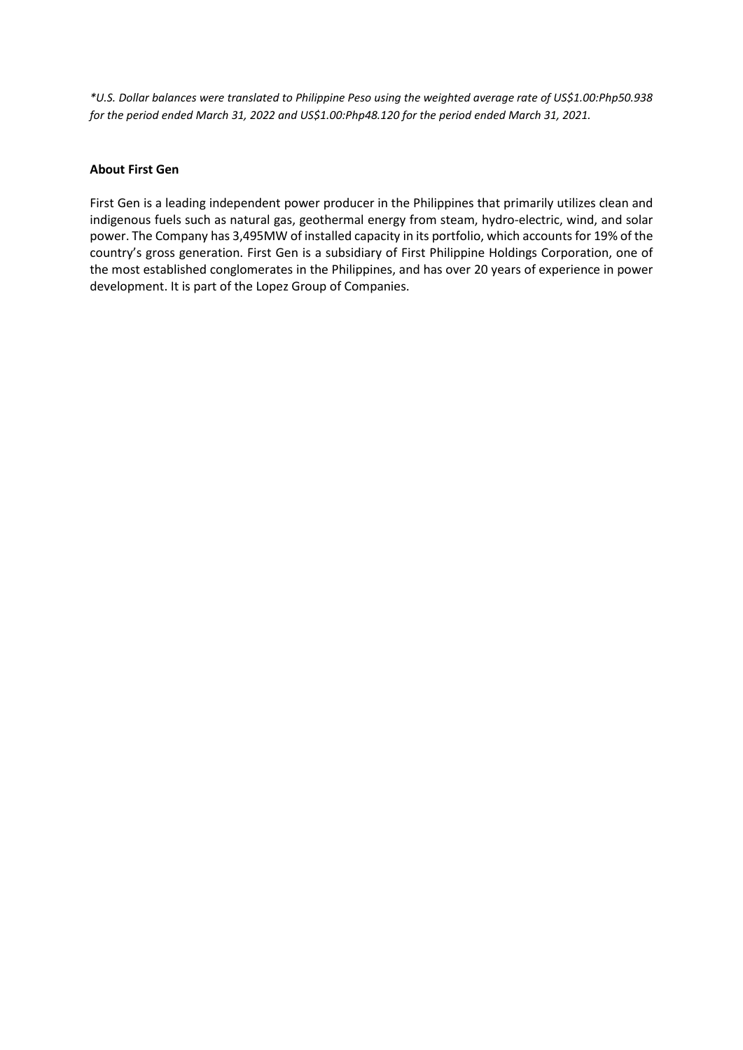*\*U.S. Dollar balances were translated to Philippine Peso using the weighted average rate of US$1.00:Php50.938 for the period ended March 31, 2022 and US$1.00:Php48.120 for the period ended March 31, 2021.*

**About First Gen**

First Gen is a leading independent power producer in the Philippines that primarily utilizes clean and indigenous fuels such as natural gas, geothermal energy from steam, hydro-electric, wind, and solar power. The Company has 3,495MW of installed capacity in its portfolio, which accounts for 19% of the country's gross generation. First Gen is a subsidiary of First Philippine Holdings Corporation, one of the most established conglomerates in the Philippines, and has over 20 years of experience in power development. It is part of the Lopez Group of Companies.